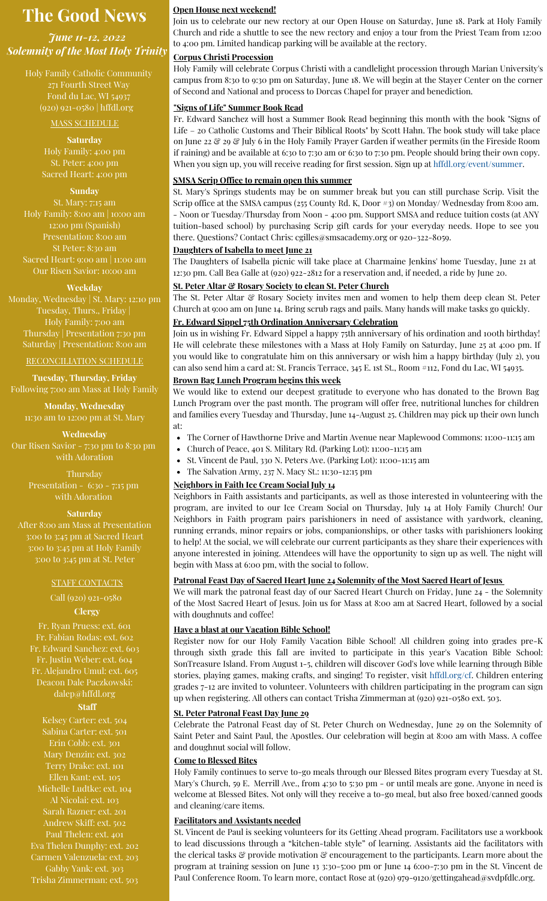# The Good News

*June 11-12, 2022*
*Solemnity of the Most Holy Trinity*

Holy Family Catholic Community
271 Fourth Street Way
Fond du Lac, WI 54937
(920) 921-0580 | hffdl.org

## MASS SCHEDULE

**Saturday**

Holy Family: 4:00 pm
St. Peter: 4:00 pm
Sacred Heart: 4:00 pm

**Sunday**

St. Mary: 7:15 am
Holy Family: 8:00 am | 10:00 am
12:00 pm (Spanish)
Presentation: 8:00 am
St Peter: 8:30 am
Sacred Heart: 9:00 am | 11:00 am
Our Risen Savior: 10:00 am

**Weekday**

Monday, Wednesday | St. Mary: 12:10 pm
Tuesday, Thurs., Friday |
Holy Family: 7:00 am
Thursday | Presentation 7:30 pm
Saturday | Presentation: 8:00 am

## RECONCILIATION SCHEDULE

**Tuesday, Thursday, Friday**
Following 7:00 am Mass at Holy Family

**Monday, Wednesday**
11:30 am to 12:00 pm at St. Mary

**Wednesday**
Our Risen Savior - 7:30 pm to 8:30 pm with Adoration

Thursday
Presentation - 6:30 - 7:15 pm with Adoration

**Saturday**
After 8:00 am Mass at Presentation
3:00 to 3:45 pm at Sacred Heart
3:00 to 3:45 pm at Holy Family
3:00 to 3:45 pm at St. Peter

## STAFF CONTACTS

Call (920) 921-0580

**Clergy**

Fr. Ryan Pruess: ext. 601
Fr. Fabian Rodas: ext. 602
Fr. Edward Sanchez: ext. 603
Fr. Justin Weber: ext. 604
Fr. Alejandro Umul: ext. 605
Deacon Dale Paczkowski: dalep@hffdl.org

**Staff**

Kelsey Carter: ext. 504
Sabina Carter: ext. 501
Erin Cobb: ext. 301
Mary Denzin: ext. 302
Terry Drake: ext. 101
Ellen Kant: ext. 105
Michelle Ludtke: ext. 104
Al Nicolai: ext. 103
Sarah Razner: ext. 201
Andrew Skiff: ext. 502
Paul Thelen: ext. 401
Eva Thelen Dunphy: ext. 202
Carmen Valenzuela: ext. 203
Gabby Yank: ext. 303
Trisha Zimmerman: ext. 503

### Open House next weekend!

Join us to celebrate our new rectory at our Open House on Saturday, June 18. Park at Holy Family Church and ride a shuttle to see the new rectory and enjoy a tour from the Priest Team from 12:00 to 4:00 pm. Limited handicap parking will be available at the rectory.

### Corpus Christi Procession

Holy Family will celebrate Corpus Christi with a candlelight procession through Marian University's campus from 8:30 to 9:30 pm on Saturday, June 18. We will begin at the Stayer Center on the corner of Second and National and process to Dorcas Chapel for prayer and benediction.

### "Signs of Life" Summer Book Read

Fr. Edward Sanchez will host a Summer Book Read beginning this month with the book "Signs of Life – 20 Catholic Customs and Their Biblical Roots" by Scott Hahn. The book study will take place on June 22 & 29 & July 6 in the Holy Family Prayer Garden if weather permits (in the Fireside Room if raining) and be available at 6:30 to 7:30 am or 6:30 to 7:30 pm. People should bring their own copy. When you sign up, you will receive reading for first session. Sign up at hffdl.org/event/summer.

### SMSA Scrip Office to remain open this summer

St. Mary's Springs students may be on summer break but you can still purchase Scrip. Visit the Scrip office at the SMSA campus (255 County Rd. K, Door #3) on Monday/ Wednesday from 8:00 am. - Noon or Tuesday/Thursday from Noon - 4:00 pm. Support SMSA and reduce tuition costs (at ANY tuition-based school) by purchasing Scrip gift cards for your everyday needs. Hope to see you there. Questions? Contact Chris: cgilles@smsacademy.org or 920-322-8059.

### Daughters of Isabella to meet June 21

The Daughters of Isabella picnic will take place at Charmaine Jenkins' home Tuesday, June 21 at 12:30 pm. Call Bea Galle at (920) 922-2812 for a reservation and, if needed, a ride by June 20.

### St. Peter Altar & Rosary Society to clean St. Peter Church

The St. Peter Altar & Rosary Society invites men and women to help them deep clean St. Peter Church at 9:00 am on June 14. Bring scrub rags and pails. Many hands will make tasks go quickly.

### Fr. Edward Sippel 75th Ordination Anniversary Celebration

Join us in wishing Fr. Edward Sippel a happy 75th anniversary of his ordination and 100th birthday! He will celebrate these milestones with a Mass at Holy Family on Saturday, June 25 at 4:00 pm. If you would like to congratulate him on this anniversary or wish him a happy birthday (July 2), you can also send him a card at: St. Francis Terrace, 345 E. 1st St., Room #112, Fond du Lac, WI 54935.

### Brown Bag Lunch Program begins this week

We would like to extend our deepest gratitude to everyone who has donated to the Brown Bag Lunch Program over the past month. The program will offer free, nutritional lunches for children and families every Tuesday and Thursday, June 14-August 25. Children may pick up their own lunch at:

- The Corner of Hawthorne Drive and Martin Avenue near Maplewood Commons: 11:00-11:15 am
- Church of Peace, 401 S. Military Rd. (Parking Lot): 11:00-11:15 am
- St. Vincent de Paul, 330 N. Peters Ave. (Parking Lot): 11:00-11:15 am
- The Salvation Army, 237 N. Macy St.: 11:30-12:15 pm

### Neighbors in Faith Ice Cream Social July 14

Neighbors in Faith assistants and participants, as well as those interested in volunteering with the program, are invited to our Ice Cream Social on Thursday, July 14 at Holy Family Church! Our Neighbors in Faith program pairs parishioners in need of assistance with yardwork, cleaning, running errands, minor repairs or jobs, companionships, or other tasks with parishioners looking to help! At the social, we will celebrate our current participants as they share their experiences with anyone interested in joining. Attendees will have the opportunity to sign up as well. The night will begin with Mass at 6:00 pm, with the social to follow.

### Patronal Feast Day of Sacred Heart June 24 Solemnity of the Most Sacred Heart of Jesus

We will mark the patronal feast day of our Sacred Heart Church on Friday, June 24 - the Solemnity of the Most Sacred Heart of Jesus. Join us for Mass at 8:00 am at Sacred Heart, followed by a social with doughnuts and coffee!

### Have a blast at our Vacation Bible School!

Register now for our Holy Family Vacation Bible School! All children going into grades pre-K through sixth grade this fall are invited to participate in this year's Vacation Bible School: SonTreasure Island. From August 1-5, children will discover God's love while learning through Bible stories, playing games, making crafts, and singing! To register, visit hffdl.org/cf. Children entering grades 7-12 are invited to volunteer. Volunteers with children participating in the program can sign up when registering. All others can contact Trisha Zimmerman at (920) 921-0580 ext. 503.

### St. Peter Patronal Feast Day June 29

Celebrate the Patronal Feast day of St. Peter Church on Wednesday, June 29 on the Solemnity of Saint Peter and Saint Paul, the Apostles. Our celebration will begin at 8:00 am with Mass. A coffee and doughnut social will follow.

### Come to Blessed Bites

Holy Family continues to serve to-go meals through our Blessed Bites program every Tuesday at St. Mary's Church, 59 E. Merrill Ave., from 4:30 to 5:30 pm - or until meals are gone. Anyone in need is welcome at Blessed Bites. Not only will they receive a to-go meal, but also free boxed/canned goods and cleaning/care items.

### Facilitators and Assistants needed

St. Vincent de Paul is seeking volunteers for its Getting Ahead program. Facilitators use a workbook to lead discussions through a "kitchen-table style" of learning. Assistants aid the facilitators with the clerical tasks & provide motivation & encouragement to the participants. Learn more about the program at training session on June 13 3:30-5:00 pm or June 14 6:00-7:30 pm in the St. Vincent de Paul Conference Room. To learn more, contact Rose at (920) 979-9120/gettingahead@svdpfdlc.org.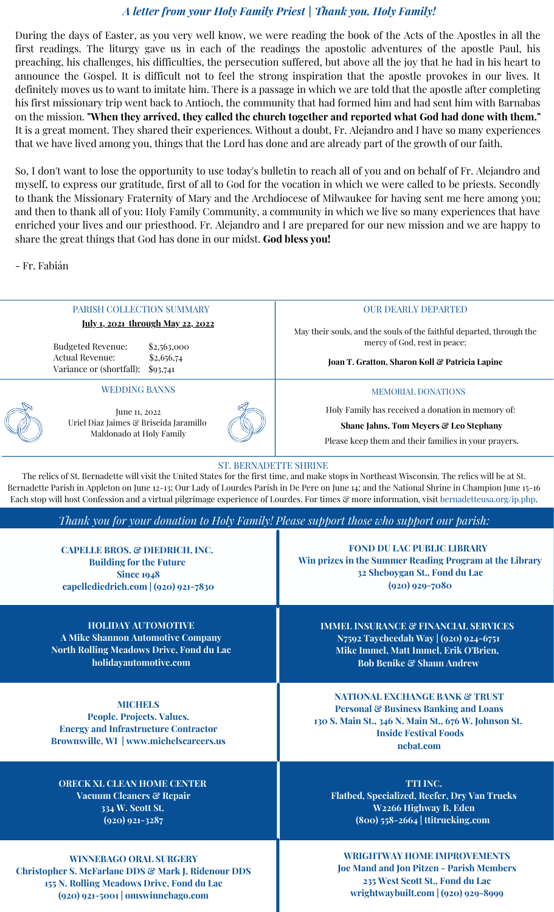## *A letter from your Holy Family Priest | Thank you, Holy Family!*

During the days of Easter, as you very well know, we were reading the book of the Acts of the Apostles in all the first readings. The liturgy gave us in each of the readings the apostolic adventures of the apostle Paul, his preaching, his challenges, his difficulties, the persecution suffered, but above all the joy that he had in his heart to announce the Gospel. It is difficult not to feel the strong inspiration that the apostle provokes in our lives. It definitely moves us to want to imitate him. There is a passage in which we are told that the apostle after completing his first missionary trip went back to Antioch, the community that had formed him and had sent him with Barnabas on the mission. **"When they arrived, they called the church together and reported what God had done with them."** It is a great moment. They shared their experiences. Without a doubt, Fr. Alejandro and I have so many experiences that we have lived among you, things that the Lord has done and are already part of the growth of our faith.

So, I don't want to lose the opportunity to use today's bulletin to reach all of you and on behalf of Fr. Alejandro and myself, to express our gratitude, first of all to God for the vocation in which we were called to be priests. Secondly to thank the Missionary Fraternity of Mary and the Archdiocese of Milwaukee for having sent me here among you; and then to thank all of you: Holy Family Community, a community in which we live so many experiences that have enriched your lives and our priesthood. Fr. Alejandro and I are prepared for our new mission and we are happy to share the great things that God has done in our midst. **God bless you!**

- Fr. Fabián

### PARISH COLLECTION SUMMARY

**July 1, 2021 through May 22, 2022**

| | |
|---|---|
| Budgeted Revenue: | $2,563,000 |
| Actual Revenue: | $2,656,74 |
| Variance or (shortfall): | $93,741 |

### OUR DEARLY DEPARTED

May their souls, and the souls of the faithful departed, through the mercy of God, rest in peace:

**Joan T. Gratton, Sharon Koll & Patricia Lapine**

### WEDDING BANNS

June 11, 2022
Uriel Diaz Jaimes & Briseida Jaramillo Maldonado at Holy Family

### MEMORIAL DONATIONS

Holy Family has received a donation in memory of:

**Shane Jahns, Tom Meyers & Leo Stephany**

Please keep them and their families in your prayers.

### ST. BERNADETTE SHRINE

The relics of St. Bernadette will visit the United States for the first time, and make stops in Northeast Wisconsin. The relics will be at St. Bernadette Parish in Appleton on June 12–13; Our Lady of Lourdes Parish in De Pere on June 14; and the National Shrine in Champion June 15–16 Each stop will host Confession and a virtual pilgrimage experience of Lourdes. For times & more information, visit bernadetteusa.org/ip.php.

### *Thank you for your donation to Holy Family! Please support those who support our parish:*

**CAPELLE BROS. & DIEDRICH, INC.**
**Building for the Future**
**Since 1948**
**capellediedrich.com | (920) 921-7830**

**FOND DU LAC PUBLIC LIBRARY**
**Win prizes in the Summer Reading Program at the Library**
**32 Sheboygan St., Fond du Lac**
**(920) 929-7080**

**HOLIDAY AUTOMOTIVE**
**A Mike Shannon Automotive Company**
**North Rolling Meadows Drive, Fond du Lac**
**holidayautomotive.com**

**IMMEL INSURANCE & FINANCIAL SERVICES**
**N7592 Taycheedah Way | (920) 924-6751**
**Mike Immel, Matt Immel, Erik O'Brien,**
**Bob Benike & Shaun Andrew**

**MICHELS**
**People. Projects. Values.**
**Energy and Infrastructure Contractor**
**Brownsville, WI | www.michelscareers.us**

**NATIONAL EXCHANGE BANK & TRUST**
**Personal & Business Banking and Loans**
**130 S. Main St., 346 N. Main St., 676 W. Johnson St.**
**Inside Festival Foods**
**nebat.com**

**ORECK XL CLEAN HOME CENTER**
**Vacuum Cleaners & Repair**
**334 W. Scott St.**
**(920) 921-3287**

**TTI INC.**
**Flatbed, Specialized, Reefer, Dry Van Trucks**
**W2266 Highway B, Eden**
**(800) 558-2664 | ttitrucking.com**

**WINNEBAGO ORAL SURGERY**
**Christopher S. McFarlane DDS & Mark J. Ridenour DDS**
**155 N. Rolling Meadows Drive, Fond du Lac**
**(920) 921-5001 | omswinnebago.com**

**WRIGHTWAY HOME IMPROVEMENTS**
**Joe Mand and Jon Pitzen - Parish Members**
**235 West Scott St., Fond du Lac**
**wrightwaybuilt.com | (920) 929-8999**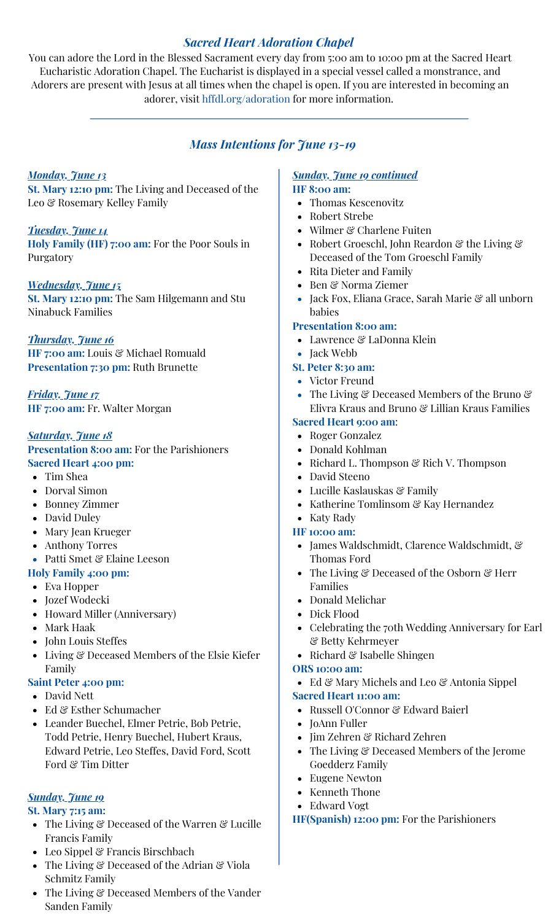## *Sacred Heart Adoration Chapel*

You can adore the Lord in the Blessed Sacrament every day from 5:00 am to 10:00 pm at the Sacred Heart Eucharistic Adoration Chapel. The Eucharist is displayed in a special vessel called a monstrance, and Adorers are present with Jesus at all times when the chapel is open. If you are interested in becoming an adorer, visit hffdl.org/adoration for more information.

---

## *Mass Intentions for June 13-19*

***Monday, June 13***
**St. Mary 12:10 pm:** The Living and Deceased of the Leo & Rosemary Kelley Family

***Tuesday, June 14***
**Holy Family (HF) 7:00 am:** For the Poor Souls in Purgatory

***Wednesday, June 15***
**St. Mary 12:10 pm:** The Sam Hilgemann and Stu Ninabuck Families

***Thursday, June 16***
**HF 7:00 am:** Louis & Michael Romuald
**Presentation 7:30 pm:** Ruth Brunette

***Friday, June 17***
**HF 7:00 am:** Fr. Walter Morgan

***Saturday, June 18***
**Presentation 8:00 am:** For the Parishioners
**Sacred Heart 4:00 pm:**

- Tim Shea
- Dorval Simon
- Bonney Zimmer
- David Duley
- Mary Jean Krueger
- Anthony Torres
- Patti Smet & Elaine Leeson

**Holy Family 4:00 pm:**

- Eva Hopper
- Jozef Wodecki
- Howard Miller (Anniversary)
- Mark Haak
- John Louis Steffes
- Living & Deceased Members of the Elsie Kiefer Family

**Saint Peter 4:00 pm:**

- David Nett
- Ed & Esther Schumacher
- Leander Buechel, Elmer Petrie, Bob Petrie, Todd Petrie, Henry Buechel, Hubert Kraus, Edward Petrie, Leo Steffes, David Ford, Scott Ford & Tim Ditter

***Sunday, June 19***
**St. Mary 7:15 am:**

- The Living & Deceased of the Warren & Lucille Francis Family
- Leo Sippel & Francis Birschbach
- The Living & Deceased of the Adrian & Viola Schmitz Family
- The Living & Deceased Members of the Vander Sanden Family

***Sunday, June 19 continued***
**HF 8:00 am:**

- Thomas Kescenovitz
- Robert Strebe
- Wilmer & Charlene Fuiten
- Robert Groeschl, John Reardon & the Living & Deceased of the Tom Groeschl Family
- Rita Dieter and Family
- Ben & Norma Ziemer
- Jack Fox, Eliana Grace, Sarah Marie & all unborn babies

**Presentation 8:00 am:**

- Lawrence & LaDonna Klein
- Jack Webb

**St. Peter 8:30 am:**

- Victor Freund
- The Living & Deceased Members of the Bruno & Elivra Kraus and Bruno & Lillian Kraus Families

**Sacred Heart 9:00 am:**

- Roger Gonzalez
- Donald Kohlman
- Richard L. Thompson & Rich V. Thompson
- David Steeno
- Lucille Kaslauskas & Family
- Katherine Tomlinsom & Kay Hernandez
- Katy Rady

**HF 10:00 am:**

- James Waldschmidt, Clarence Waldschmidt, & Thomas Ford
- The Living & Deceased of the Osborn & Herr Families
- Donald Melichar
- Dick Flood
- Celebrating the 70th Wedding Anniversary for Earl & Betty Kehrmeyer
- Richard & Isabelle Shingen

**ORS 10:00 am:**

- Ed & Mary Michels and Leo & Antonia Sippel

**Sacred Heart 11:00 am:**

- Russell O'Connor & Edward Baierl
- JoAnn Fuller
- Jim Zehren & Richard Zehren
- The Living & Deceased Members of the Jerome Goedderz Family
- Eugene Newton
- Kenneth Thone
- Edward Vogt

**HF(Spanish) 12:00 pm:** For the Parishioners